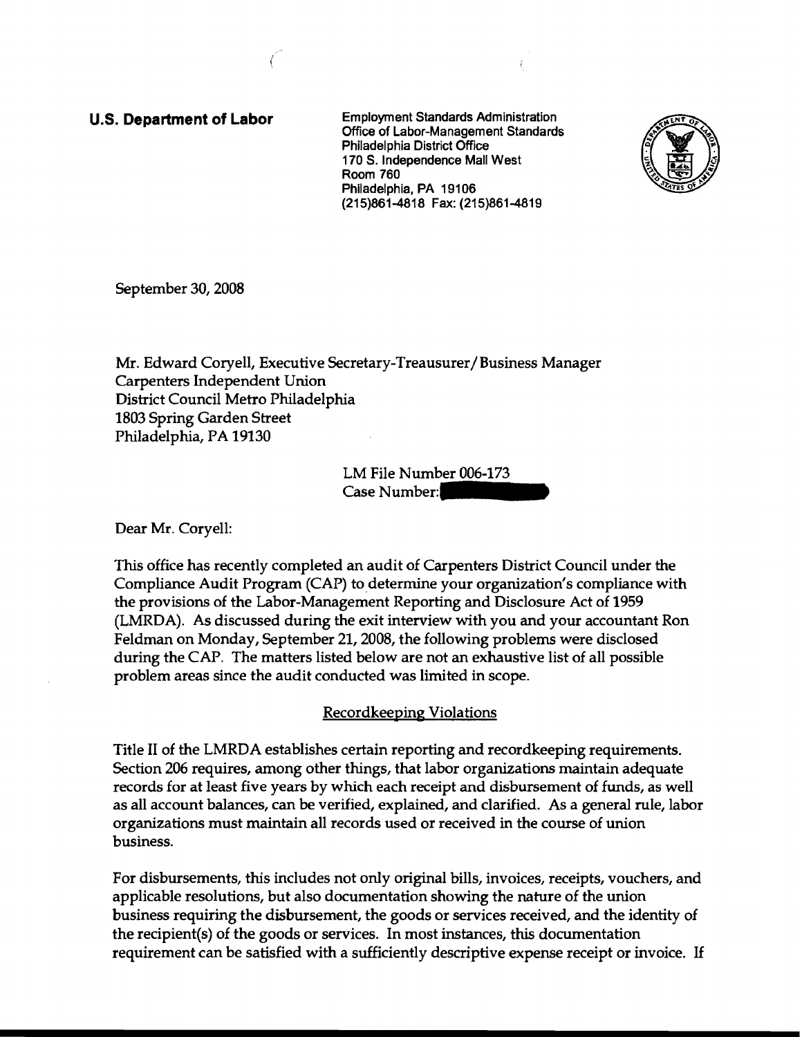**U.S. Department of Labor**

Employment Standards Administration
Office of Labor-Management Standards
Philadelphia District Office
170 S. Independence Mall West
Room 760
Philadelphia, PA 19106
(215)861-4818 Fax: (215)861-4819

September 30, 2008

Mr. Edward Coryell, Executive Secretary-Treasurer/Business Manager
Carpenters Independent Union
District Council Metro Philadelphia
1803 Spring Garden Street
Philadelphia, PA 19130

LM File Number 006-173
Case Number:

Dear Mr. Coryell:

This office has recently completed an audit of Carpenters District Council under the Compliance Audit Program (CAP) to determine your organization's compliance with the provisions of the Labor-Management Reporting and Disclosure Act of 1959 (LMRDA). As discussed during the exit interview with you and your accountant Ron Feldman on Monday, September 21, 2008, the following problems were disclosed during the CAP. The matters listed below are not an exhaustive list of all possible problem areas since the audit conducted was limited in scope.

## Recordkeeping Violations

Title II of the LMRDA establishes certain reporting and recordkeeping requirements. Section 206 requires, among other things, that labor organizations maintain adequate records for at least five years by which each receipt and disbursement of funds, as well as all account balances, can be verified, explained, and clarified. As a general rule, labor organizations must maintain all records used or received in the course of union business.

For disbursements, this includes not only original bills, invoices, receipts, vouchers, and applicable resolutions, but also documentation showing the nature of the union business requiring the disbursement, the goods or services received, and the identity of the recipient(s) of the goods or services. In most instances, this documentation requirement can be satisfied with a sufficiently descriptive expense receipt or invoice. If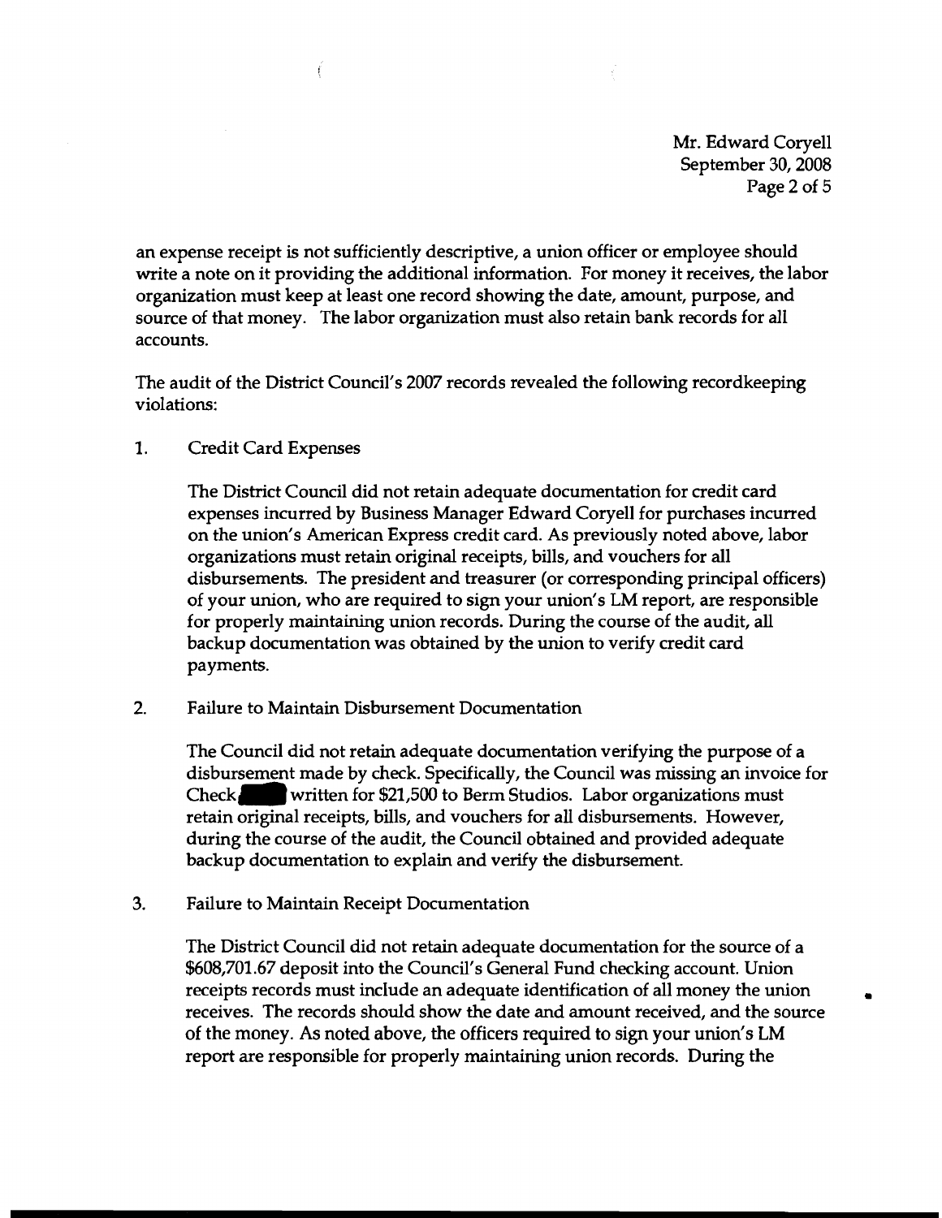an expense receipt is not sufficiently descriptive, a union officer or employee should write a note on it providing the additional information. For money it receives, the labor organization must keep at least one record showing the date, amount, purpose, and source of that money. The labor organization must also retain bank records for all accounts.

The audit of the District Council's 2007 records revealed the following recordkeeping violations:

1. Credit Card Expenses

   The District Council did not retain adequate documentation for credit card expenses incurred by Business Manager Edward Coryell for purchases incurred on the union's American Express credit card. As previously noted above, labor organizations must retain original receipts, bills, and vouchers for all disbursements. The president and treasurer (or corresponding principal officers) of your union, who are required to sign your union's LM report, are responsible for properly maintaining union records. During the course of the audit, all backup documentation was obtained by the union to verify credit card payments.

2. Failure to Maintain Disbursement Documentation

   The Council did not retain adequate documentation verifying the purpose of a disbursement made by check. Specifically, the Council was missing an invoice for Check ████ written for $21,500 to Berm Studios. Labor organizations must retain original receipts, bills, and vouchers for all disbursements. However, during the course of the audit, the Council obtained and provided adequate backup documentation to explain and verify the disbursement.

3. Failure to Maintain Receipt Documentation

   The District Council did not retain adequate documentation for the source of a $608,701.67 deposit into the Council's General Fund checking account. Union receipts records must include an adequate identification of all money the union receives. The records should show the date and amount received, and the source of the money. As noted above, the officers required to sign your union's LM report are responsible for properly maintaining union records. During the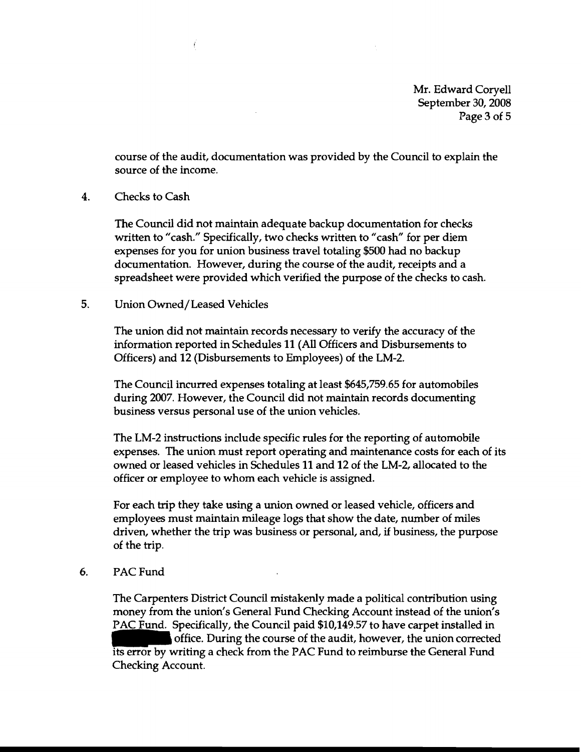course of the audit, documentation was provided by the Council to explain the source of the income.

4. Checks to Cash

   The Council did not maintain adequate backup documentation for checks written to "cash." Specifically, two checks written to "cash" for per diem expenses for you for union business travel totaling $500 had no backup documentation. However, during the course of the audit, receipts and a spreadsheet were provided which verified the purpose of the checks to cash.

5. Union Owned/Leased Vehicles

   The union did not maintain records necessary to verify the accuracy of the information reported in Schedules 11 (All Officers and Disbursements to Officers) and 12 (Disbursements to Employees) of the LM-2.

   The Council incurred expenses totaling at least $645,759.65 for automobiles during 2007. However, the Council did not maintain records documenting business versus personal use of the union vehicles.

   The LM-2 instructions include specific rules for the reporting of automobile expenses. The union must report operating and maintenance costs for each of its owned or leased vehicles in Schedules 11 and 12 of the LM-2, allocated to the officer or employee to whom each vehicle is assigned.

   For each trip they take using a union owned or leased vehicle, officers and employees must maintain mileage logs that show the date, number of miles driven, whether the trip was business or personal, and, if business, the purpose of the trip.

6. PAC Fund

   The Carpenters District Council mistakenly made a political contribution using money from the union's General Fund Checking Account instead of the union's PAC Fund. Specifically, the Council paid $10,149.57 to have carpet installed in [redacted] office. During the course of the audit, however, the union corrected its error by writing a check from the PAC Fund to reimburse the General Fund Checking Account.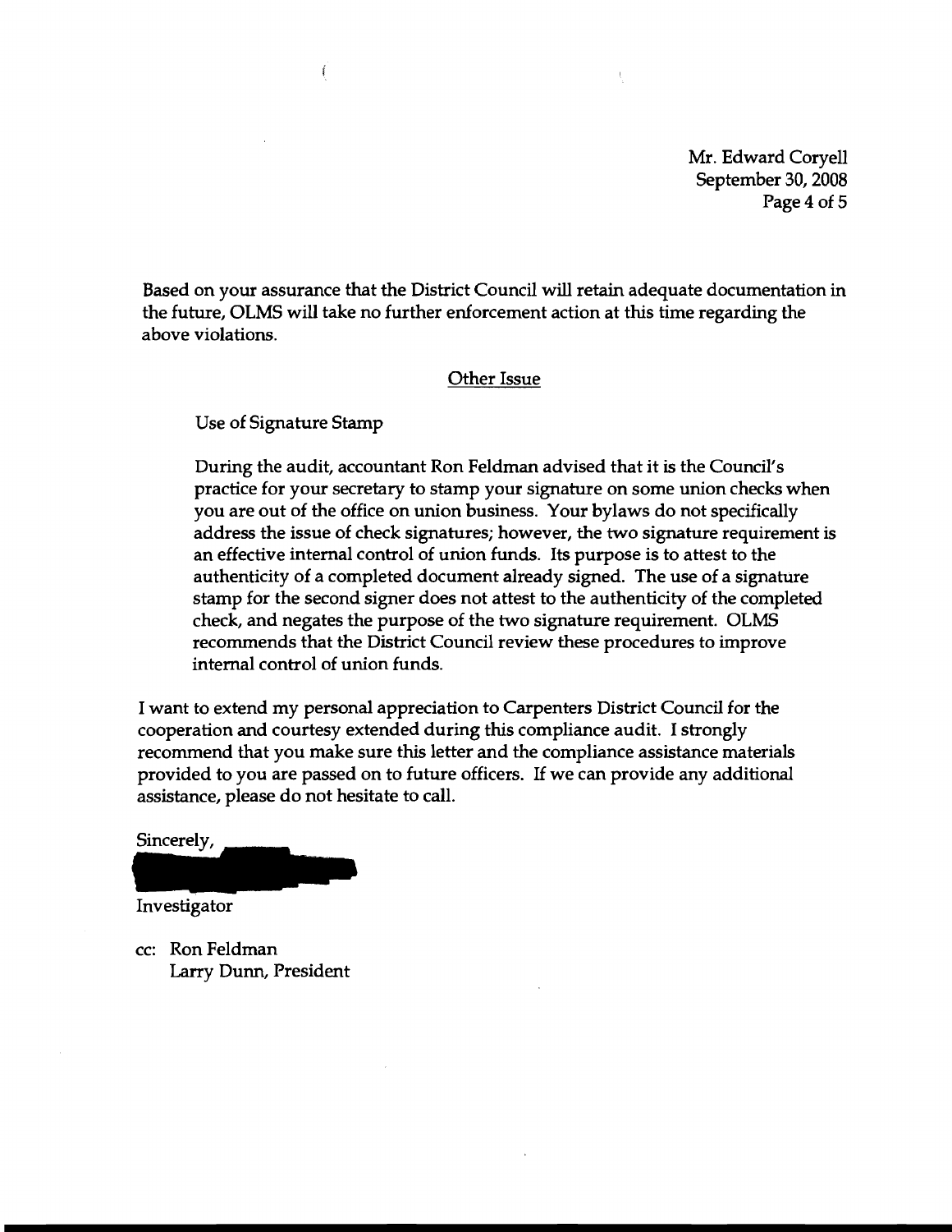Based on your assurance that the District Council will retain adequate documentation in the future, OLMS will take no further enforcement action at this time regarding the above violations.

## Other Issue

Use of Signature Stamp

During the audit, accountant Ron Feldman advised that it is the Council's practice for your secretary to stamp your signature on some union checks when you are out of the office on union business. Your bylaws do not specifically address the issue of check signatures; however, the two signature requirement is an effective internal control of union funds. Its purpose is to attest to the authenticity of a completed document already signed. The use of a signature stamp for the second signer does not attest to the authenticity of the completed check, and negates the purpose of the two signature requirement. OLMS recommends that the District Council review these procedures to improve internal control of union funds.

I want to extend my personal appreciation to Carpenters District Council for the cooperation and courtesy extended during this compliance audit. I strongly recommend that you make sure this letter and the compliance assistance materials provided to you are passed on to future officers. If we can provide any additional assistance, please do not hesitate to call.

Sincerely,

Investigator

cc: Ron Feldman
Larry Dunn, President